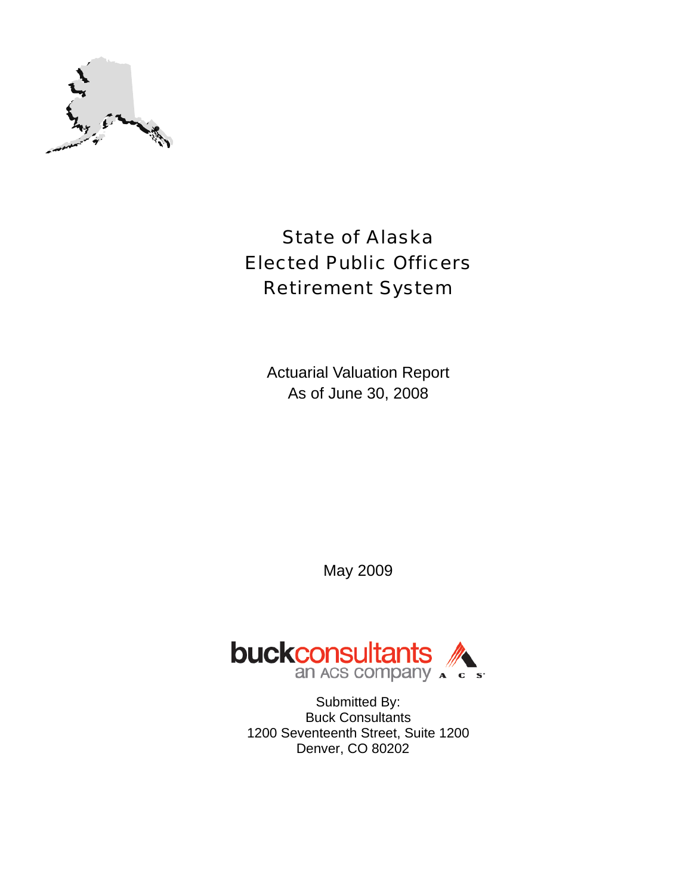# State of Alaska Elected Public Officers Retirement System

Actuarial Valuation Report
As of June 30, 2008

May 2009

buckconsultants
an ACS company

Submitted By:
Buck Consultants
1200 Seventeenth Street, Suite 1200
Denver, CO 80202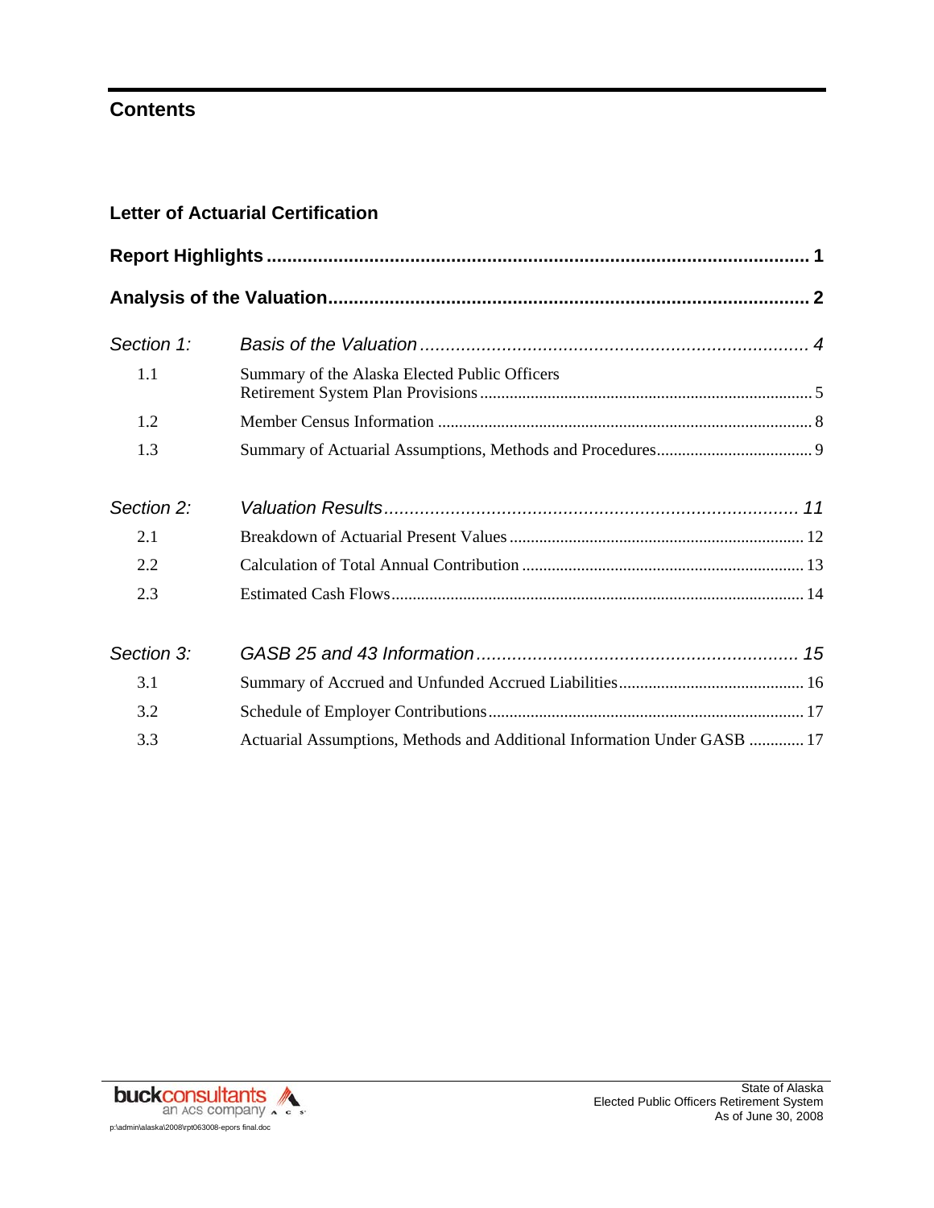# Contents

**Letter of Actuarial Certification**

**Report Highlights** .......... 1

**Analysis of the Valuation** .......... 2

| | | |
|---|---|---|
| *Section 1:* | *Basis of the Valuation* | *4* |
| 1.1 | Summary of the Alaska Elected Public Officers Retirement System Plan Provisions | 5 |
| 1.2 | Member Census Information | 8 |
| 1.3 | Summary of Actuarial Assumptions, Methods and Procedures | 9 |
| *Section 2:* | *Valuation Results* | *11* |
| 2.1 | Breakdown of Actuarial Present Values | 12 |
| 2.2 | Calculation of Total Annual Contribution | 13 |
| 2.3 | Estimated Cash Flows | 14 |
| *Section 3:* | *GASB 25 and 43 Information* | *15* |
| 3.1 | Summary of Accrued and Unfunded Accrued Liabilities | 16 |
| 3.2 | Schedule of Employer Contributions | 17 |
| 3.3 | Actuarial Assumptions, Methods and Additional Information Under GASB | 17 |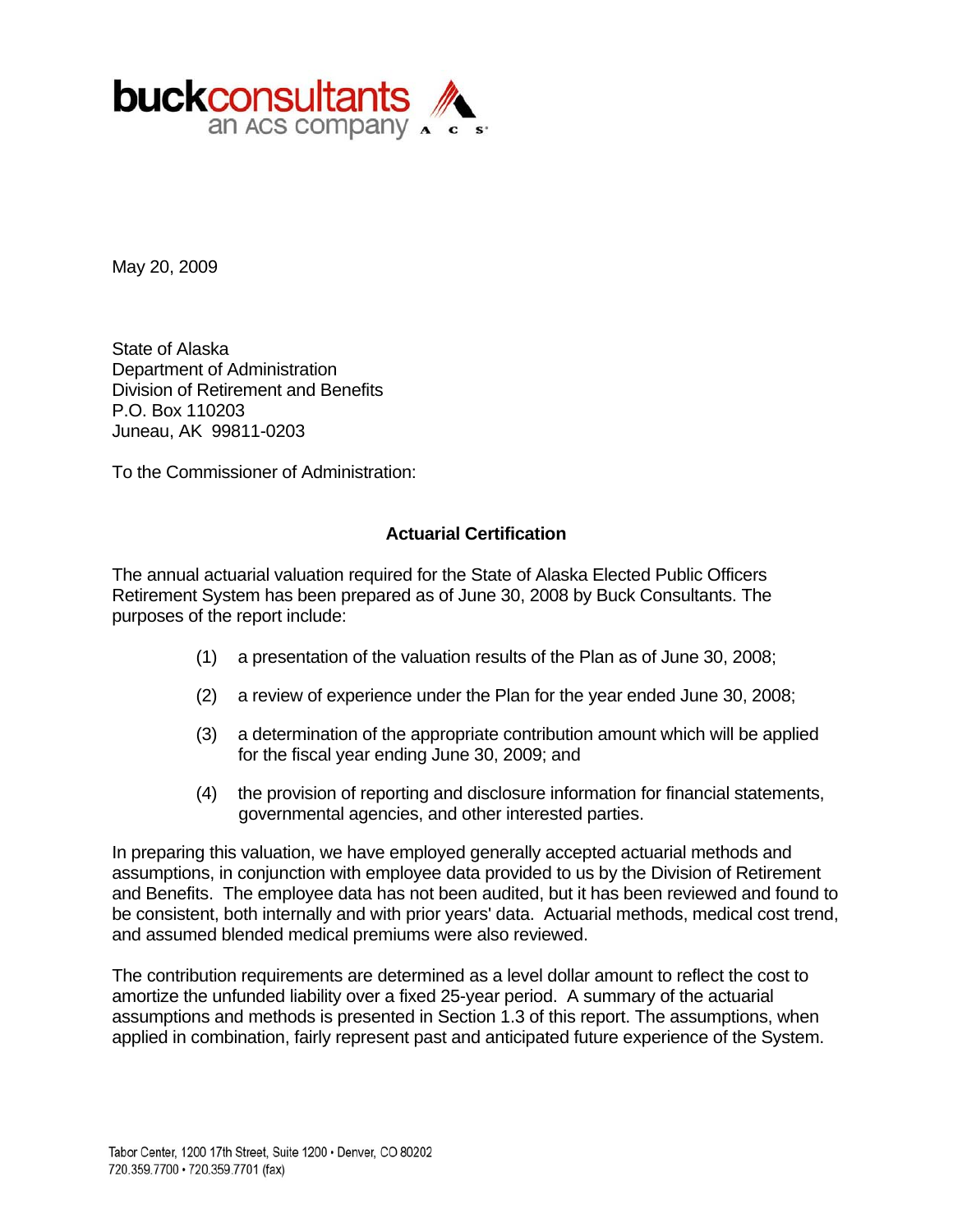**buckconsultants**
an ACS company

May 20, 2009

State of Alaska
Department of Administration
Division of Retirement and Benefits
P.O. Box 110203
Juneau, AK 99811-0203

To the Commissioner of Administration:

## Actuarial Certification

The annual actuarial valuation required for the State of Alaska Elected Public Officers Retirement System has been prepared as of June 30, 2008 by Buck Consultants. The purposes of the report include:

(1) a presentation of the valuation results of the Plan as of June 30, 2008;

(2) a review of experience under the Plan for the year ended June 30, 2008;

(3) a determination of the appropriate contribution amount which will be applied for the fiscal year ending June 30, 2009; and

(4) the provision of reporting and disclosure information for financial statements, governmental agencies, and other interested parties.

In preparing this valuation, we have employed generally accepted actuarial methods and assumptions, in conjunction with employee data provided to us by the Division of Retirement and Benefits. The employee data has not been audited, but it has been reviewed and found to be consistent, both internally and with prior years' data. Actuarial methods, medical cost trend, and assumed blended medical premiums were also reviewed.

The contribution requirements are determined as a level dollar amount to reflect the cost to amortize the unfunded liability over a fixed 25-year period. A summary of the actuarial assumptions and methods is presented in Section 1.3 of this report. The assumptions, when applied in combination, fairly represent past and anticipated future experience of the System.

Tabor Center, 1200 17th Street, Suite 1200 • Denver, CO 80202
720.359.7700 • 720.359.7701 (fax)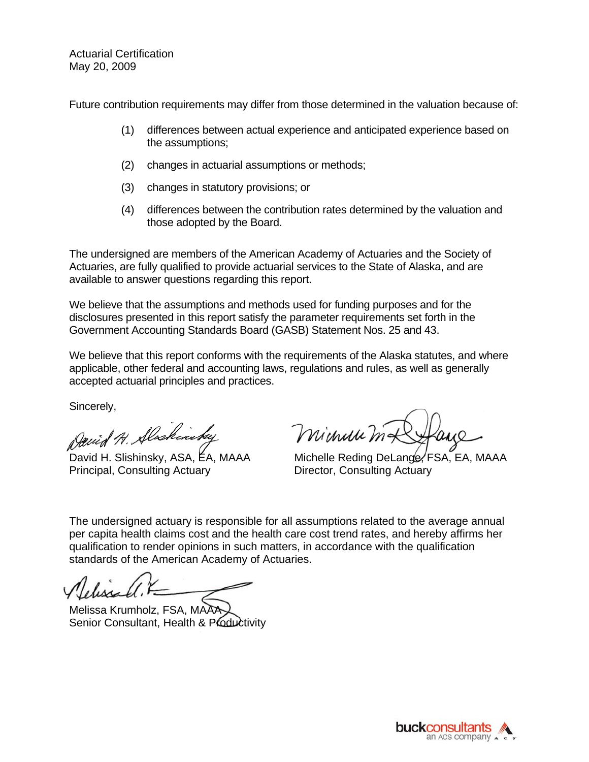Future contribution requirements may differ from those determined in the valuation because of:

(1) differences between actual experience and anticipated experience based on the assumptions;

(2) changes in actuarial assumptions or methods;

(3) changes in statutory provisions; or

(4) differences between the contribution rates determined by the valuation and those adopted by the Board.

The undersigned are members of the American Academy of Actuaries and the Society of Actuaries, are fully qualified to provide actuarial services to the State of Alaska, and are available to answer questions regarding this report.

We believe that the assumptions and methods used for funding purposes and for the disclosures presented in this report satisfy the parameter requirements set forth in the Government Accounting Standards Board (GASB) Statement Nos. 25 and 43.

We believe that this report conforms with the requirements of the Alaska statutes, and where applicable, other federal and accounting laws, regulations and rules, as well as generally accepted actuarial principles and practices.

Sincerely,

David H. Slishinsky, ASA, EA, MAAA
Principal, Consulting Actuary

Michelle Reding DeLange, FSA, EA, MAAA
Director, Consulting Actuary

The undersigned actuary is responsible for all assumptions related to the average annual per capita health claims cost and the health care cost trend rates, and hereby affirms her qualification to render opinions in such matters, in accordance with the qualification standards of the American Academy of Actuaries.

Melissa Krumholz, FSA, MAAA
Senior Consultant, Health & Productivity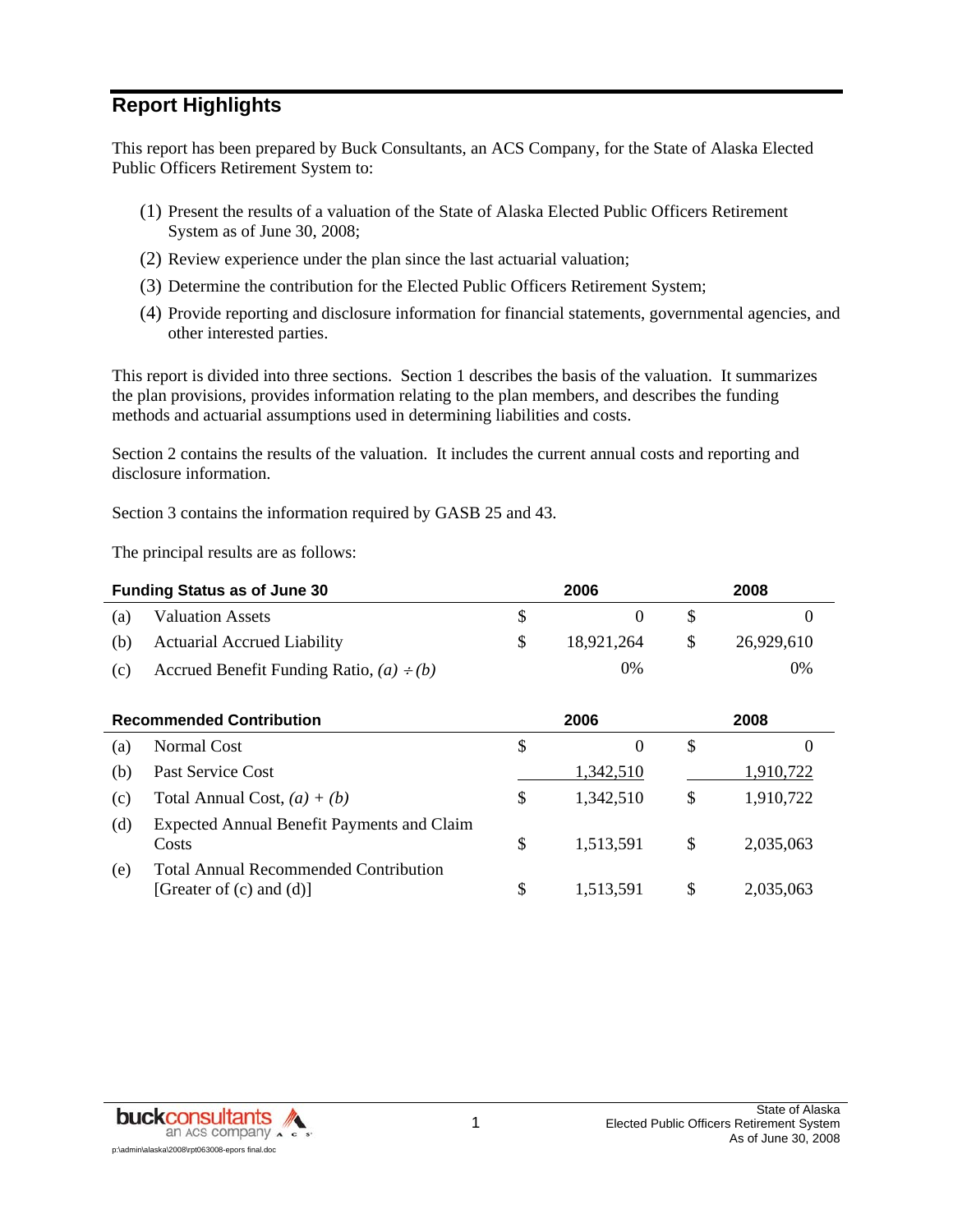## Report Highlights

This report has been prepared by Buck Consultants, an ACS Company, for the State of Alaska Elected Public Officers Retirement System to:

(1) Present the results of a valuation of the State of Alaska Elected Public Officers Retirement System as of June 30, 2008;

(2) Review experience under the plan since the last actuarial valuation;

(3) Determine the contribution for the Elected Public Officers Retirement System;

(4) Provide reporting and disclosure information for financial statements, governmental agencies, and other interested parties.

This report is divided into three sections. Section 1 describes the basis of the valuation. It summarizes the plan provisions, provides information relating to the plan members, and describes the funding methods and actuarial assumptions used in determining liabilities and costs.

Section 2 contains the results of the valuation. It includes the current annual costs and reporting and disclosure information.

Section 3 contains the information required by GASB 25 and 43.

The principal results are as follows:

| **Funding Status as of June 30** | | **2006** | **2008** |
|---|---|---|---|
| (a) | Valuation Assets | $ 0 | $ 0 |
| (b) | Actuarial Accrued Liability | $ 18,921,264 | $ 26,929,610 |
| (c) | Accrued Benefit Funding Ratio, *(a) ÷ (b)* | 0% | 0% |

| **Recommended Contribution** | | **2006** | **2008** |
|---|---|---|---|
| (a) | Normal Cost | $ 0 | $ 0 |
| (b) | Past Service Cost | 1,342,510 | 1,910,722 |
| (c) | Total Annual Cost, *(a) + (b)* | $ 1,342,510 | $ 1,910,722 |
| (d) | Expected Annual Benefit Payments and Claim Costs | $ 1,513,591 | $ 2,035,063 |
| (e) | Total Annual Recommended Contribution [Greater of (c) and (d)] | $ 1,513,591 | $ 2,035,063 |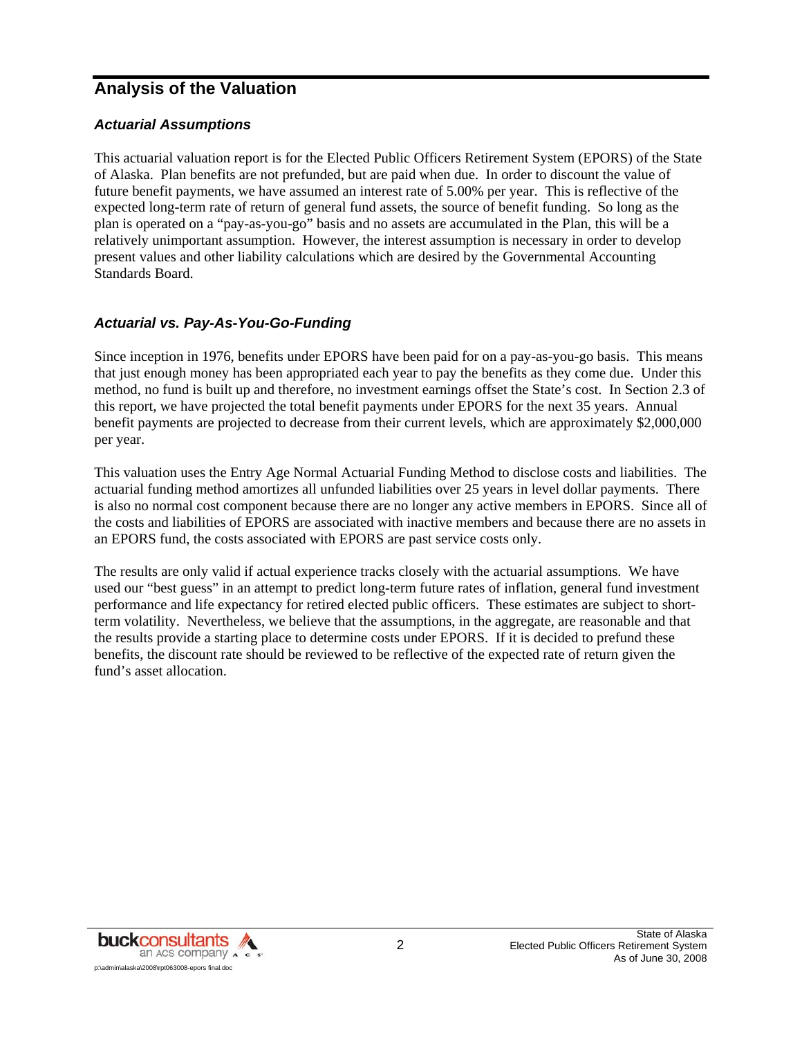## Analysis of the Valuation

### *Actuarial Assumptions*

This actuarial valuation report is for the Elected Public Officers Retirement System (EPORS) of the State of Alaska. Plan benefits are not prefunded, but are paid when due. In order to discount the value of future benefit payments, we have assumed an interest rate of 5.00% per year. This is reflective of the expected long-term rate of return of general fund assets, the source of benefit funding. So long as the plan is operated on a "pay-as-you-go" basis and no assets are accumulated in the Plan, this will be a relatively unimportant assumption. However, the interest assumption is necessary in order to develop present values and other liability calculations which are desired by the Governmental Accounting Standards Board.

### *Actuarial vs. Pay-As-You-Go-Funding*

Since inception in 1976, benefits under EPORS have been paid for on a pay-as-you-go basis. This means that just enough money has been appropriated each year to pay the benefits as they come due. Under this method, no fund is built up and therefore, no investment earnings offset the State's cost. In Section 2.3 of this report, we have projected the total benefit payments under EPORS for the next 35 years. Annual benefit payments are projected to decrease from their current levels, which are approximately $2,000,000 per year.

This valuation uses the Entry Age Normal Actuarial Funding Method to disclose costs and liabilities. The actuarial funding method amortizes all unfunded liabilities over 25 years in level dollar payments. There is also no normal cost component because there are no longer any active members in EPORS. Since all of the costs and liabilities of EPORS are associated with inactive members and because there are no assets in an EPORS fund, the costs associated with EPORS are past service costs only.

The results are only valid if actual experience tracks closely with the actuarial assumptions. We have used our "best guess" in an attempt to predict long-term future rates of inflation, general fund investment performance and life expectancy for retired elected public officers. These estimates are subject to short-term volatility. Nevertheless, we believe that the assumptions, in the aggregate, are reasonable and that the results provide a starting place to determine costs under EPORS. If it is decided to prefund these benefits, the discount rate should be reviewed to be reflective of the expected rate of return given the fund's asset allocation.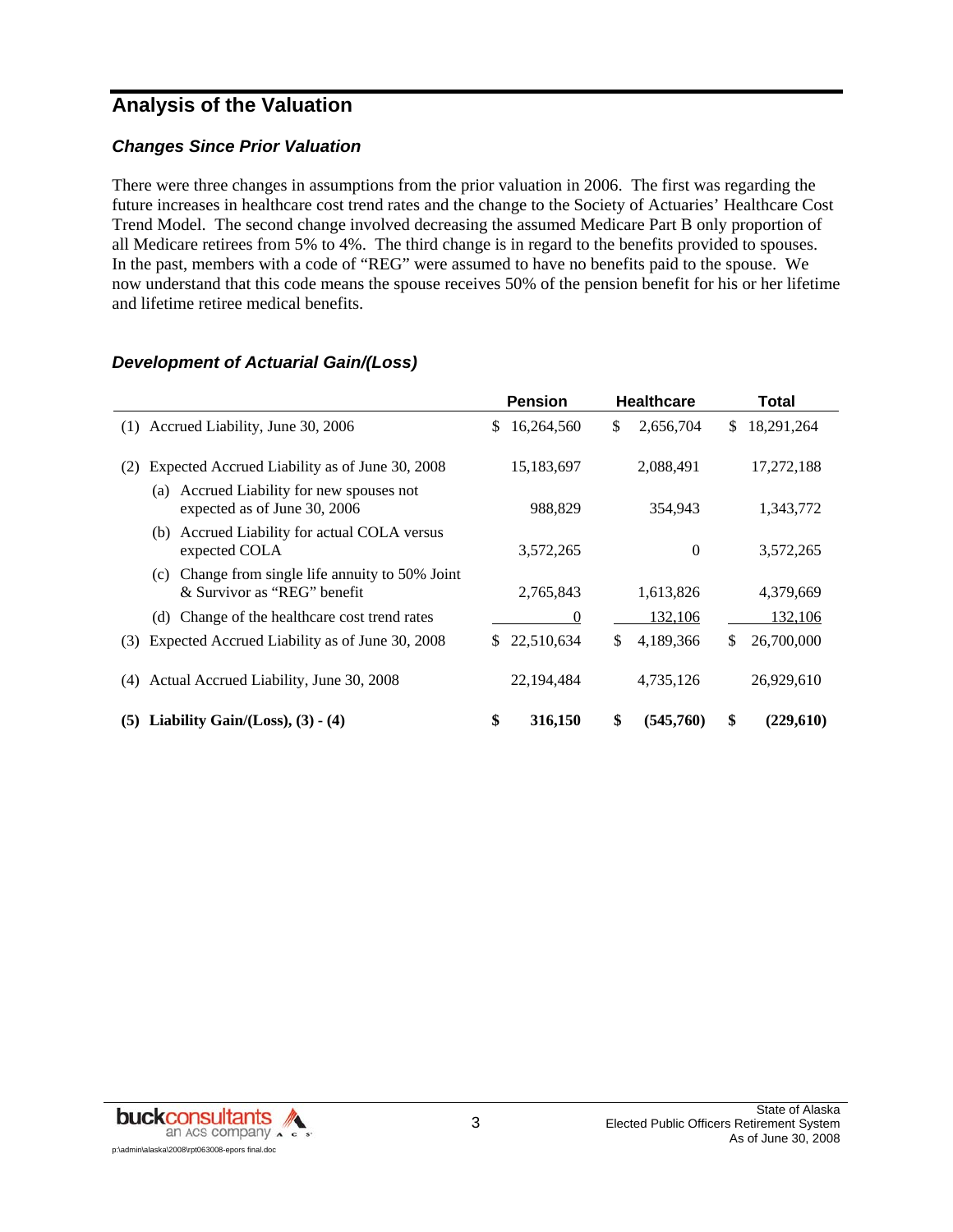## Analysis of the Valuation

### *Changes Since Prior Valuation*

There were three changes in assumptions from the prior valuation in 2006. The first was regarding the future increases in healthcare cost trend rates and the change to the Society of Actuaries' Healthcare Cost Trend Model. The second change involved decreasing the assumed Medicare Part B only proportion of all Medicare retirees from 5% to 4%. The third change is in regard to the benefits provided to spouses. In the past, members with a code of "REG" were assumed to have no benefits paid to the spouse. We now understand that this code means the spouse receives 50% of the pension benefit for his or her lifetime and lifetime retiree medical benefits.

### *Development of Actuarial Gain/(Loss)*

| | Pension | Healthcare | Total |
|---|---|---|---|
| (1) Accrued Liability, June 30, 2006 | $ 16,264,560 | $ 2,656,704 | $ 18,291,264 |
| (2) Expected Accrued Liability as of June 30, 2008 | 15,183,697 | 2,088,491 | 17,272,188 |
| (a) Accrued Liability for new spouses not expected as of June 30, 2006 | 988,829 | 354,943 | 1,343,772 |
| (b) Accrued Liability for actual COLA versus expected COLA | 3,572,265 | 0 | 3,572,265 |
| (c) Change from single life annuity to 50% Joint & Survivor as "REG" benefit | 2,765,843 | 1,613,826 | 4,379,669 |
| (d) Change of the healthcare cost trend rates | 0 | 132,106 | 132,106 |
| (3) Expected Accrued Liability as of June 30, 2008 | $ 22,510,634 | $ 4,189,366 | $ 26,700,000 |
| (4) Actual Accrued Liability, June 30, 2008 | 22,194,484 | 4,735,126 | 26,929,610 |
| **(5) Liability Gain/(Loss), (3) - (4)** | **$ 316,150** | **$ (545,760)** | **$ (229,610)** |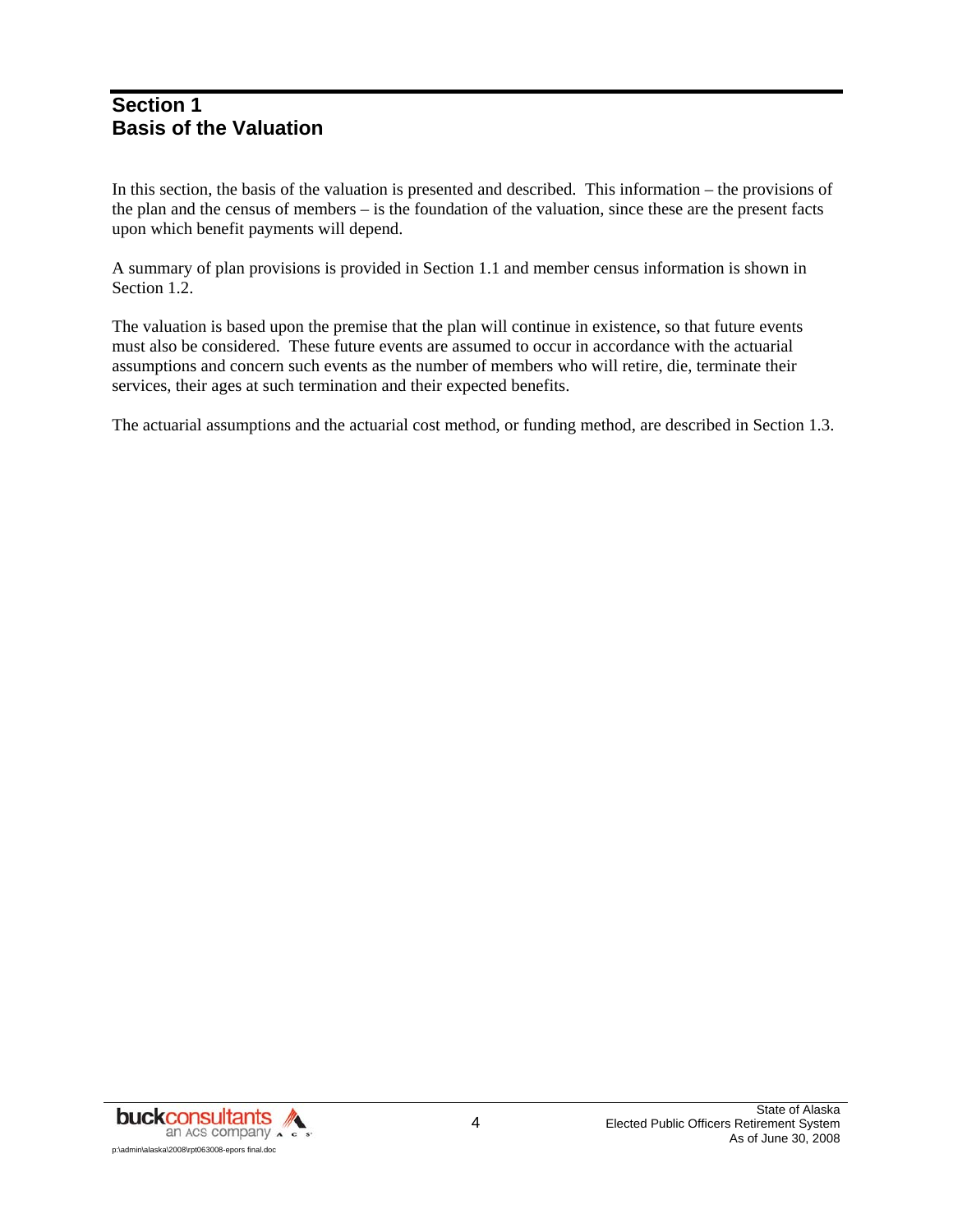# Section 1
# Basis of the Valuation

In this section, the basis of the valuation is presented and described. This information – the provisions of the plan and the census of members – is the foundation of the valuation, since these are the present facts upon which benefit payments will depend.

A summary of plan provisions is provided in Section 1.1 and member census information is shown in Section 1.2.

The valuation is based upon the premise that the plan will continue in existence, so that future events must also be considered. These future events are assumed to occur in accordance with the actuarial assumptions and concern such events as the number of members who will retire, die, terminate their services, their ages at such termination and their expected benefits.

The actuarial assumptions and the actuarial cost method, or funding method, are described in Section 1.3.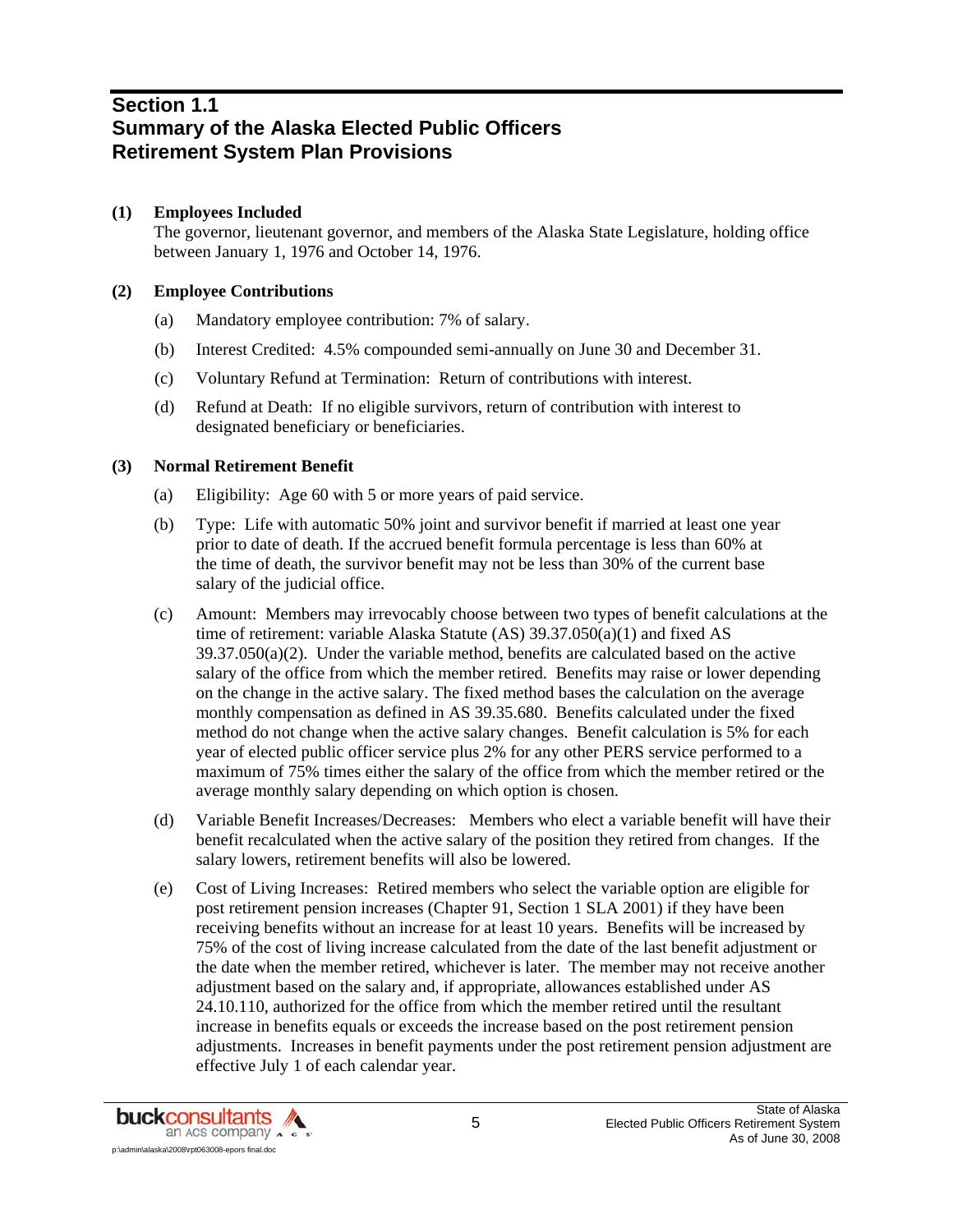# Section 1.1
# Summary of the Alaska Elected Public Officers Retirement System Plan Provisions

**(1) Employees Included**

The governor, lieutenant governor, and members of the Alaska State Legislature, holding office between January 1, 1976 and October 14, 1976.

**(2) Employee Contributions**

(a) Mandatory employee contribution: 7% of salary.

(b) Interest Credited: 4.5% compounded semi-annually on June 30 and December 31.

(c) Voluntary Refund at Termination: Return of contributions with interest.

(d) Refund at Death: If no eligible survivors, return of contribution with interest to designated beneficiary or beneficiaries.

**(3) Normal Retirement Benefit**

(a) Eligibility: Age 60 with 5 or more years of paid service.

(b) Type: Life with automatic 50% joint and survivor benefit if married at least one year prior to date of death. If the accrued benefit formula percentage is less than 60% at the time of death, the survivor benefit may not be less than 30% of the current base salary of the judicial office.

(c) Amount: Members may irrevocably choose between two types of benefit calculations at the time of retirement: variable Alaska Statute (AS) 39.37.050(a)(1) and fixed AS 39.37.050(a)(2). Under the variable method, benefits are calculated based on the active salary of the office from which the member retired. Benefits may raise or lower depending on the change in the active salary. The fixed method bases the calculation on the average monthly compensation as defined in AS 39.35.680. Benefits calculated under the fixed method do not change when the active salary changes. Benefit calculation is 5% for each year of elected public officer service plus 2% for any other PERS service performed to a maximum of 75% times either the salary of the office from which the member retired or the average monthly salary depending on which option is chosen.

(d) Variable Benefit Increases/Decreases: Members who elect a variable benefit will have their benefit recalculated when the active salary of the position they retired from changes. If the salary lowers, retirement benefits will also be lowered.

(e) Cost of Living Increases: Retired members who select the variable option are eligible for post retirement pension increases (Chapter 91, Section 1 SLA 2001) if they have been receiving benefits without an increase for at least 10 years. Benefits will be increased by 75% of the cost of living increase calculated from the date of the last benefit adjustment or the date when the member retired, whichever is later. The member may not receive another adjustment based on the salary and, if appropriate, allowances established under AS 24.10.110, authorized for the office from which the member retired until the resultant increase in benefits equals or exceeds the increase based on the post retirement pension adjustments. Increases in benefit payments under the post retirement pension adjustment are effective July 1 of each calendar year.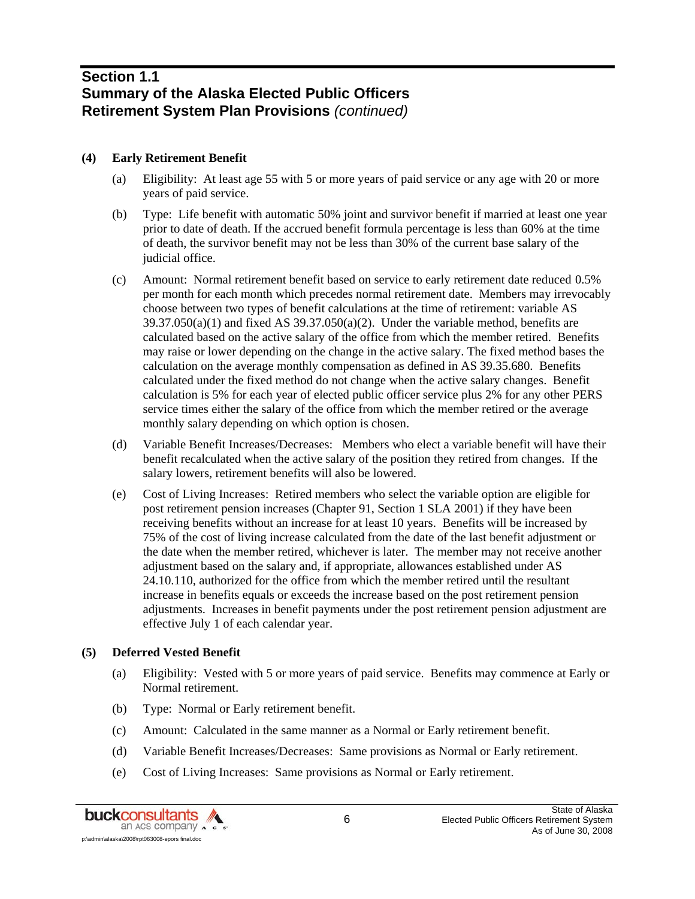## Section 1.1
## Summary of the Alaska Elected Public Officers Retirement System Plan Provisions *(continued)*

**(4) Early Retirement Benefit**

(a) Eligibility: At least age 55 with 5 or more years of paid service or any age with 20 or more years of paid service.

(b) Type: Life benefit with automatic 50% joint and survivor benefit if married at least one year prior to date of death. If the accrued benefit formula percentage is less than 60% at the time of death, the survivor benefit may not be less than 30% of the current base salary of the judicial office.

(c) Amount: Normal retirement benefit based on service to early retirement date reduced 0.5% per month for each month which precedes normal retirement date. Members may irrevocably choose between two types of benefit calculations at the time of retirement: variable AS 39.37.050(a)(1) and fixed AS 39.37.050(a)(2). Under the variable method, benefits are calculated based on the active salary of the office from which the member retired. Benefits may raise or lower depending on the change in the active salary. The fixed method bases the calculation on the average monthly compensation as defined in AS 39.35.680. Benefits calculated under the fixed method do not change when the active salary changes. Benefit calculation is 5% for each year of elected public officer service plus 2% for any other PERS service times either the salary of the office from which the member retired or the average monthly salary depending on which option is chosen.

(d) Variable Benefit Increases/Decreases: Members who elect a variable benefit will have their benefit recalculated when the active salary of the position they retired from changes. If the salary lowers, retirement benefits will also be lowered.

(e) Cost of Living Increases: Retired members who select the variable option are eligible for post retirement pension increases (Chapter 91, Section 1 SLA 2001) if they have been receiving benefits without an increase for at least 10 years. Benefits will be increased by 75% of the cost of living increase calculated from the date of the last benefit adjustment or the date when the member retired, whichever is later. The member may not receive another adjustment based on the salary and, if appropriate, allowances established under AS 24.10.110, authorized for the office from which the member retired until the resultant increase in benefits equals or exceeds the increase based on the post retirement pension adjustments. Increases in benefit payments under the post retirement pension adjustment are effective July 1 of each calendar year.

**(5) Deferred Vested Benefit**

(a) Eligibility: Vested with 5 or more years of paid service. Benefits may commence at Early or Normal retirement.

(b) Type: Normal or Early retirement benefit.

(c) Amount: Calculated in the same manner as a Normal or Early retirement benefit.

(d) Variable Benefit Increases/Decreases: Same provisions as Normal or Early retirement.

(e) Cost of Living Increases: Same provisions as Normal or Early retirement.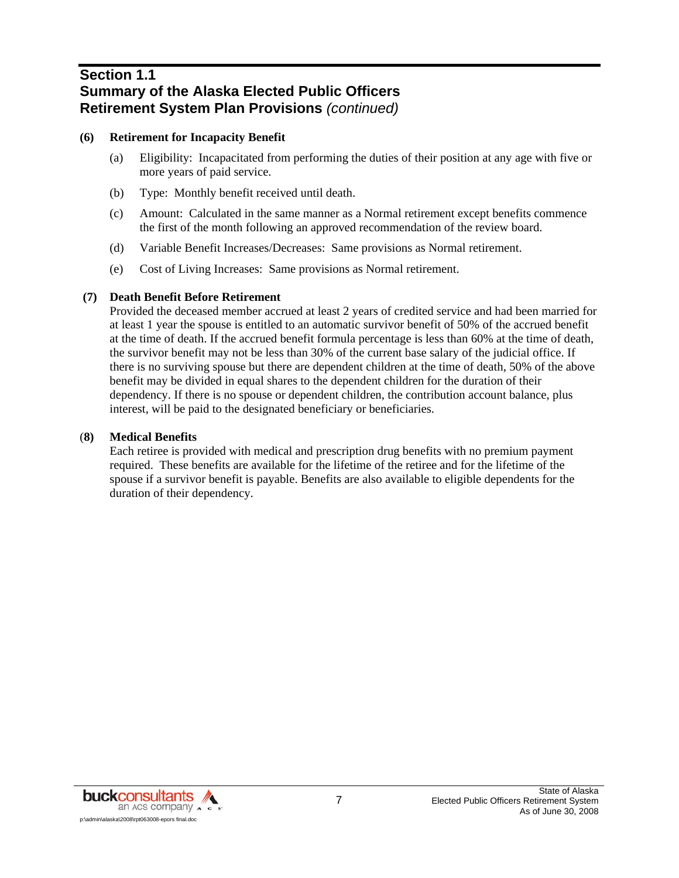## Section 1.1
## Summary of the Alaska Elected Public Officers Retirement System Plan Provisions *(continued)*

**(6) Retirement for Incapacity Benefit**

(a) Eligibility: Incapacitated from performing the duties of their position at any age with five or more years of paid service.

(b) Type: Monthly benefit received until death.

(c) Amount: Calculated in the same manner as a Normal retirement except benefits commence the first of the month following an approved recommendation of the review board.

(d) Variable Benefit Increases/Decreases: Same provisions as Normal retirement.

(e) Cost of Living Increases: Same provisions as Normal retirement.

**(7) Death Benefit Before Retirement**

Provided the deceased member accrued at least 2 years of credited service and had been married for at least 1 year the spouse is entitled to an automatic survivor benefit of 50% of the accrued benefit at the time of death. If the accrued benefit formula percentage is less than 60% at the time of death, the survivor benefit may not be less than 30% of the current base salary of the judicial office. If there is no surviving spouse but there are dependent children at the time of death, 50% of the above benefit may be divided in equal shares to the dependent children for the duration of their dependency. If there is no spouse or dependent children, the contribution account balance, plus interest, will be paid to the designated beneficiary or beneficiaries.

**(8) Medical Benefits**

Each retiree is provided with medical and prescription drug benefits with no premium payment required. These benefits are available for the lifetime of the retiree and for the lifetime of the spouse if a survivor benefit is payable. Benefits are also available to eligible dependents for the duration of their dependency.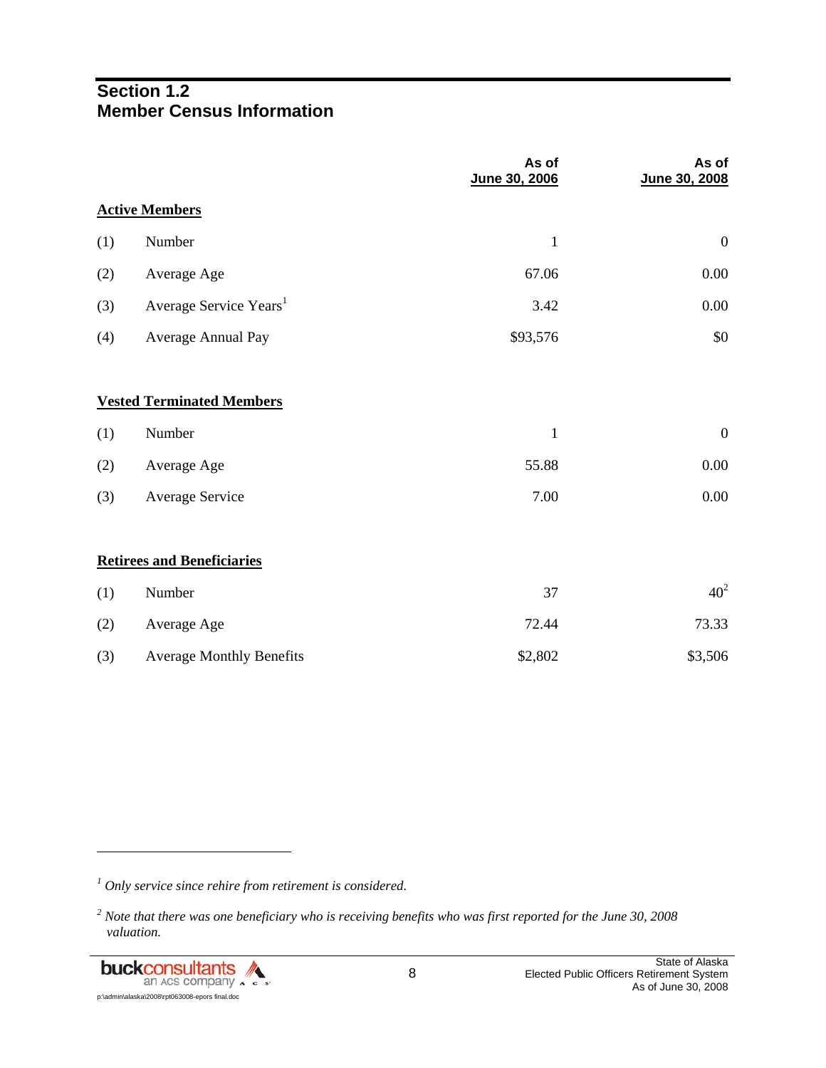## Section 1.2
## Member Census Information

| | | As of June 30, 2006 | As of June 30, 2008 |
|---|---|---|---|
| **Active Members** | | | |
| (1) | Number | 1 | 0 |
| (2) | Average Age | 67.06 | 0.00 |
| (3) | Average Service Years[1] | 3.42 | 0.00 |
| (4) | Average Annual Pay | $93,576 | $0 |
| **Vested Terminated Members** | | | |
| (1) | Number | 1 | 0 |
| (2) | Average Age | 55.88 | 0.00 |
| (3) | Average Service | 7.00 | 0.00 |
| **Retirees and Beneficiaries** | | | |
| (1) | Number | 37 | 40[2] |
| (2) | Average Age | 72.44 | 73.33 |
| (3) | Average Monthly Benefits | $2,802 | $3,506 |

[1] *Only service since rehire from retirement is considered.*

[2] *Note that there was one beneficiary who is receiving benefits who was first reported for the June 30, 2008 valuation.*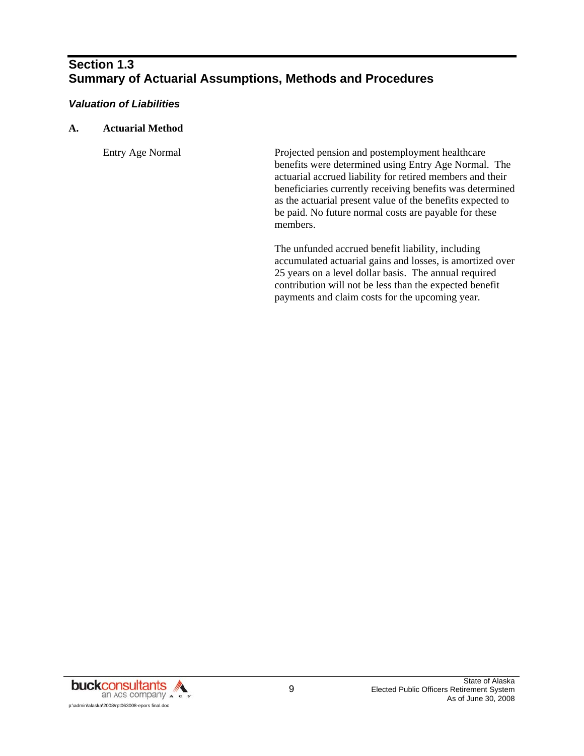# Section 1.3
# Summary of Actuarial Assumptions, Methods and Procedures

### *Valuation of Liabilities*

**A. Actuarial Method**

Entry Age Normal

Projected pension and postemployment healthcare benefits were determined using Entry Age Normal. The actuarial accrued liability for retired members and their beneficiaries currently receiving benefits was determined as the actuarial present value of the benefits expected to be paid. No future normal costs are payable for these members.

The unfunded accrued benefit liability, including accumulated actuarial gains and losses, is amortized over 25 years on a level dollar basis. The annual required contribution will not be less than the expected benefit payments and claim costs for the upcoming year.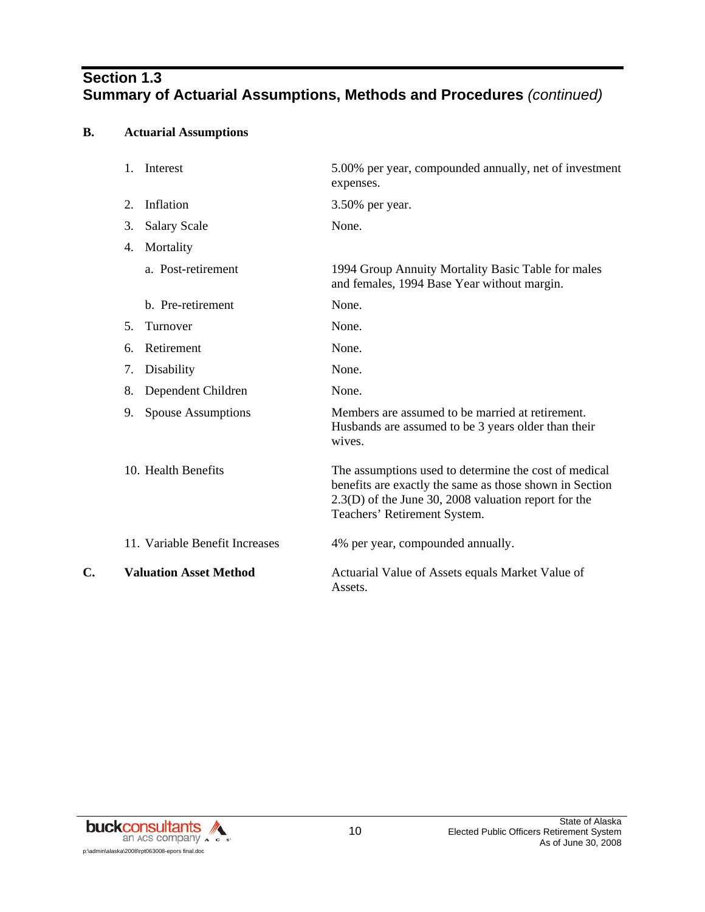## Section 1.3
## Summary of Actuarial Assumptions, Methods and Procedures *(continued)*

**B. Actuarial Assumptions**

1. Interest — 5.00% per year, compounded annually, net of investment expenses.
2. Inflation — 3.50% per year.
3. Salary Scale — None.
4. Mortality
   a. Post-retirement — 1994 Group Annuity Mortality Basic Table for males and females, 1994 Base Year without margin.
   b. Pre-retirement — None.
5. Turnover — None.
6. Retirement — None.
7. Disability — None.
8. Dependent Children — None.
9. Spouse Assumptions — Members are assumed to be married at retirement. Husbands are assumed to be 3 years older than their wives.
10. Health Benefits — The assumptions used to determine the cost of medical benefits are exactly the same as those shown in Section 2.3(D) of the June 30, 2008 valuation report for the Teachers' Retirement System.
11. Variable Benefit Increases — 4% per year, compounded annually.

**C. Valuation Asset Method** — Actuarial Value of Assets equals Market Value of Assets.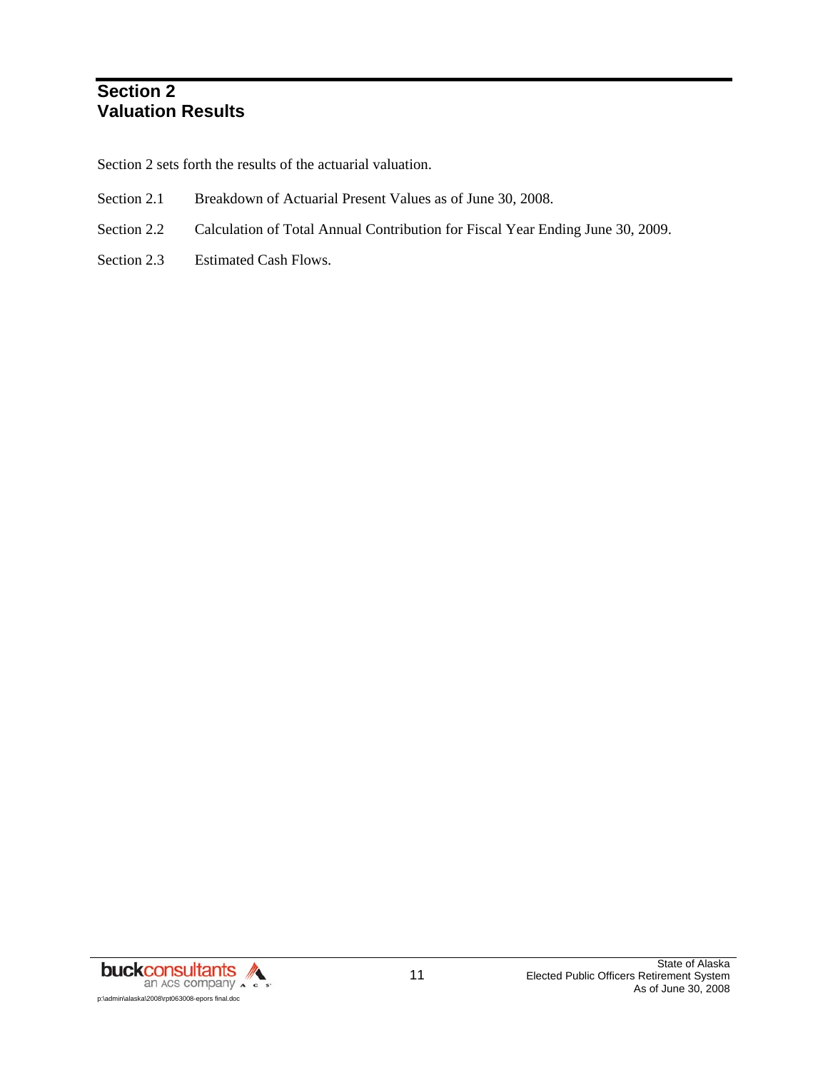# Section 2
# Valuation Results

Section 2 sets forth the results of the actuarial valuation.

Section 2.1 Breakdown of Actuarial Present Values as of June 30, 2008.

Section 2.2 Calculation of Total Annual Contribution for Fiscal Year Ending June 30, 2009.

Section 2.3 Estimated Cash Flows.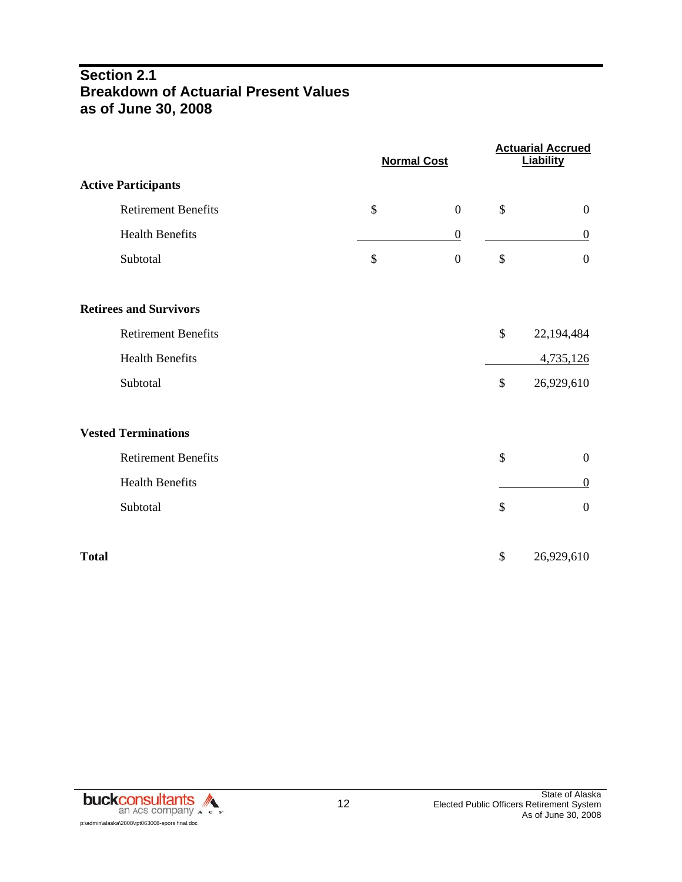## Section 2.1
## Breakdown of Actuarial Present Values as of June 30, 2008

| | Normal Cost | Actuarial Accrued Liability |
|---|---|---|
| **Active Participants** | | |
| Retirement Benefits | $ 0 | $ 0 |
| Health Benefits | 0 | 0 |
| Subtotal | $ 0 | $ 0 |
| **Retirees and Survivors** | | |
| Retirement Benefits | | $ 22,194,484 |
| Health Benefits | | 4,735,126 |
| Subtotal | | $ 26,929,610 |
| **Vested Terminations** | | |
| Retirement Benefits | | $ 0 |
| Health Benefits | | 0 |
| Subtotal | | $ 0 |
| **Total** | | $ 26,929,610 |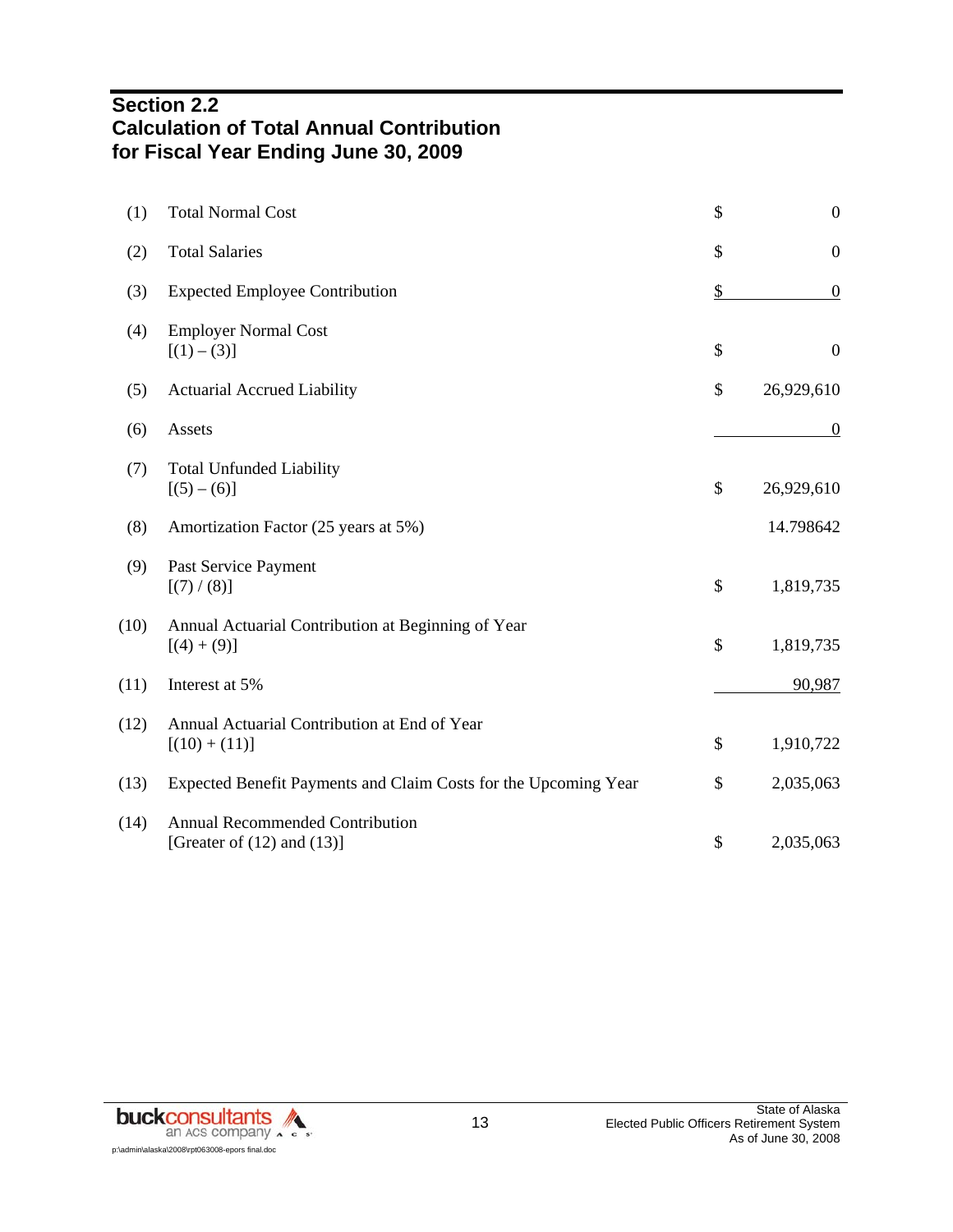## Section 2.2
## Calculation of Total Annual Contribution for Fiscal Year Ending June 30, 2009

| | | | |
|---|---|---|---|
| (1) | Total Normal Cost | $ | 0 |
| (2) | Total Salaries | $ | 0 |
| (3) | Expected Employee Contribution | $ | 0 |
| (4) | Employer Normal Cost<br>[(1) – (3)] | $ | 0 |
| (5) | Actuarial Accrued Liability | $ | 26,929,610 |
| (6) | Assets | | 0 |
| (7) | Total Unfunded Liability<br>[(5) – (6)] | $ | 26,929,610 |
| (8) | Amortization Factor (25 years at 5%) | | 14.798642 |
| (9) | Past Service Payment<br>[(7) / (8)] | $ | 1,819,735 |
| (10) | Annual Actuarial Contribution at Beginning of Year<br>[(4) + (9)] | $ | 1,819,735 |
| (11) | Interest at 5% | | 90,987 |
| (12) | Annual Actuarial Contribution at End of Year<br>[(10) + (11)] | $ | 1,910,722 |
| (13) | Expected Benefit Payments and Claim Costs for the Upcoming Year | $ | 2,035,063 |
| (14) | Annual Recommended Contribution<br>[Greater of (12) and (13)] | $ | 2,035,063 |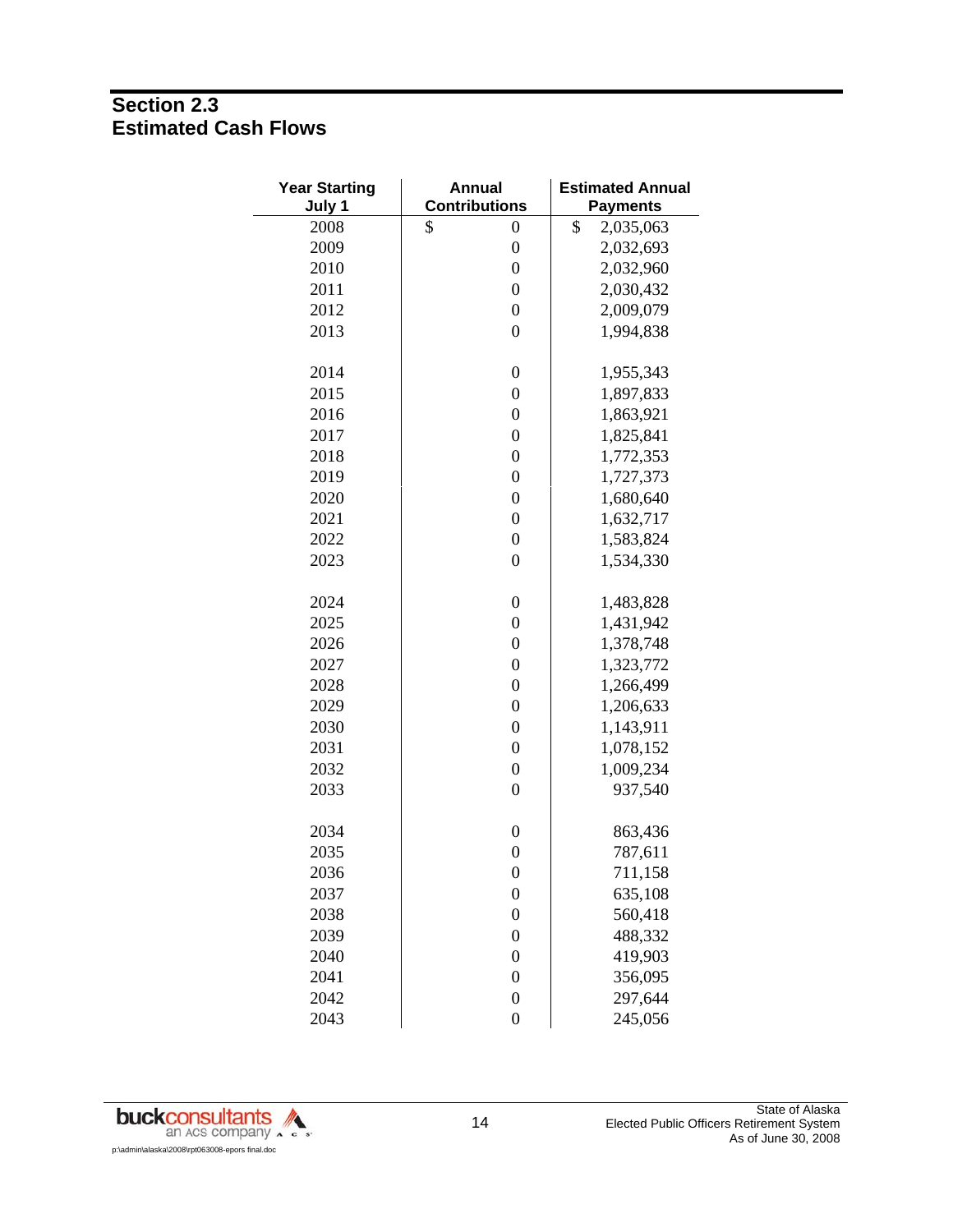## Section 2.3
## Estimated Cash Flows

| Year Starting July 1 | Annual Contributions | Estimated Annual Payments |
|---|---|---|
| 2008 | $ 0 | $ 2,035,063 |
| 2009 | 0 | 2,032,693 |
| 2010 | 0 | 2,032,960 |
| 2011 | 0 | 2,030,432 |
| 2012 | 0 | 2,009,079 |
| 2013 | 0 | 1,994,838 |
| 2014 | 0 | 1,955,343 |
| 2015 | 0 | 1,897,833 |
| 2016 | 0 | 1,863,921 |
| 2017 | 0 | 1,825,841 |
| 2018 | 0 | 1,772,353 |
| 2019 | 0 | 1,727,373 |
| 2020 | 0 | 1,680,640 |
| 2021 | 0 | 1,632,717 |
| 2022 | 0 | 1,583,824 |
| 2023 | 0 | 1,534,330 |
| 2024 | 0 | 1,483,828 |
| 2025 | 0 | 1,431,942 |
| 2026 | 0 | 1,378,748 |
| 2027 | 0 | 1,323,772 |
| 2028 | 0 | 1,266,499 |
| 2029 | 0 | 1,206,633 |
| 2030 | 0 | 1,143,911 |
| 2031 | 0 | 1,078,152 |
| 2032 | 0 | 1,009,234 |
| 2033 | 0 | 937,540 |
| 2034 | 0 | 863,436 |
| 2035 | 0 | 787,611 |
| 2036 | 0 | 711,158 |
| 2037 | 0 | 635,108 |
| 2038 | 0 | 560,418 |
| 2039 | 0 | 488,332 |
| 2040 | 0 | 419,903 |
| 2041 | 0 | 356,095 |
| 2042 | 0 | 297,644 |
| 2043 | 0 | 245,056 |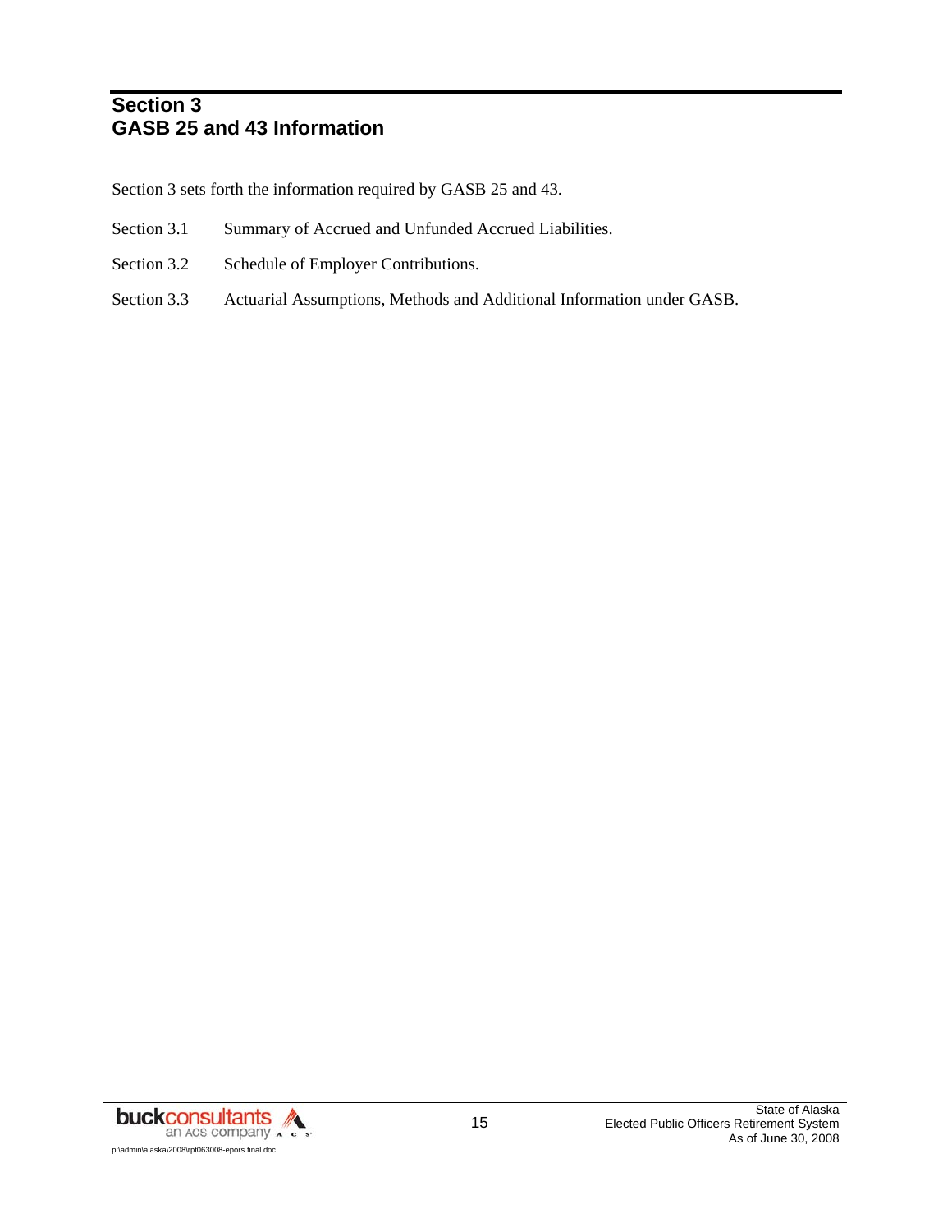# Section 3
# GASB 25 and 43 Information

Section 3 sets forth the information required by GASB 25 and 43.

Section 3.1 Summary of Accrued and Unfunded Accrued Liabilities.

Section 3.2 Schedule of Employer Contributions.

Section 3.3 Actuarial Assumptions, Methods and Additional Information under GASB.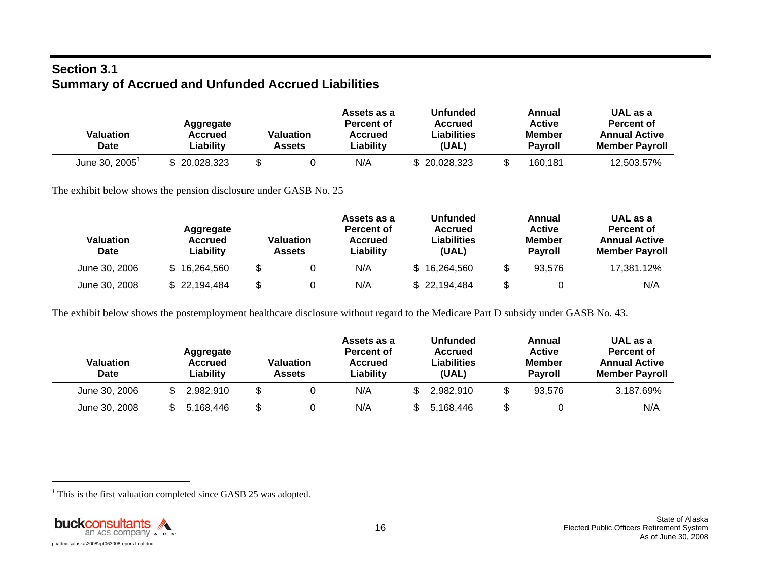## Section 3.1
## Summary of Accrued and Unfunded Accrued Liabilities

| Valuation Date | Aggregate Accrued Liability | Valuation Assets | Assets as a Percent of Accrued Liability | Unfunded Accrued Liabilities (UAL) | Annual Active Member Payroll | UAL as a Percent of Annual Active Member Payroll |
|---|---|---|---|---|---|---|
| June 30, 2005[1] | $ 20,028,323 | $ 0 | N/A | $ 20,028,323 | $ 160,181 | 12,503.57% |

The exhibit below shows the pension disclosure under GASB No. 25

| Valuation Date | Aggregate Accrued Liability | Valuation Assets | Assets as a Percent of Accrued Liability | Unfunded Accrued Liabilities (UAL) | Annual Active Member Payroll | UAL as a Percent of Annual Active Member Payroll |
|---|---|---|---|---|---|---|
| June 30, 2006 | $ 16,264,560 | $ 0 | N/A | $ 16,264,560 | $ 93,576 | 17,381.12% |
| June 30, 2008 | $ 22,194,484 | $ 0 | N/A | $ 22,194,484 | $ 0 | N/A |

The exhibit below shows the postemployment healthcare disclosure without regard to the Medicare Part D subsidy under GASB No. 43.

| Valuation Date | Aggregate Accrued Liability | Valuation Assets | Assets as a Percent of Accrued Liability | Unfunded Accrued Liabilities (UAL) | Annual Active Member Payroll | UAL as a Percent of Annual Active Member Payroll |
|---|---|---|---|---|---|---|
| June 30, 2006 | $ 2,982,910 | $ 0 | N/A | $ 2,982,910 | $ 93,576 | 3,187.69% |
| June 30, 2008 | $ 5,168,446 | $ 0 | N/A | $ 5,168,446 | $ 0 | N/A |

[1] This is the first valuation completed since GASB 25 was adopted.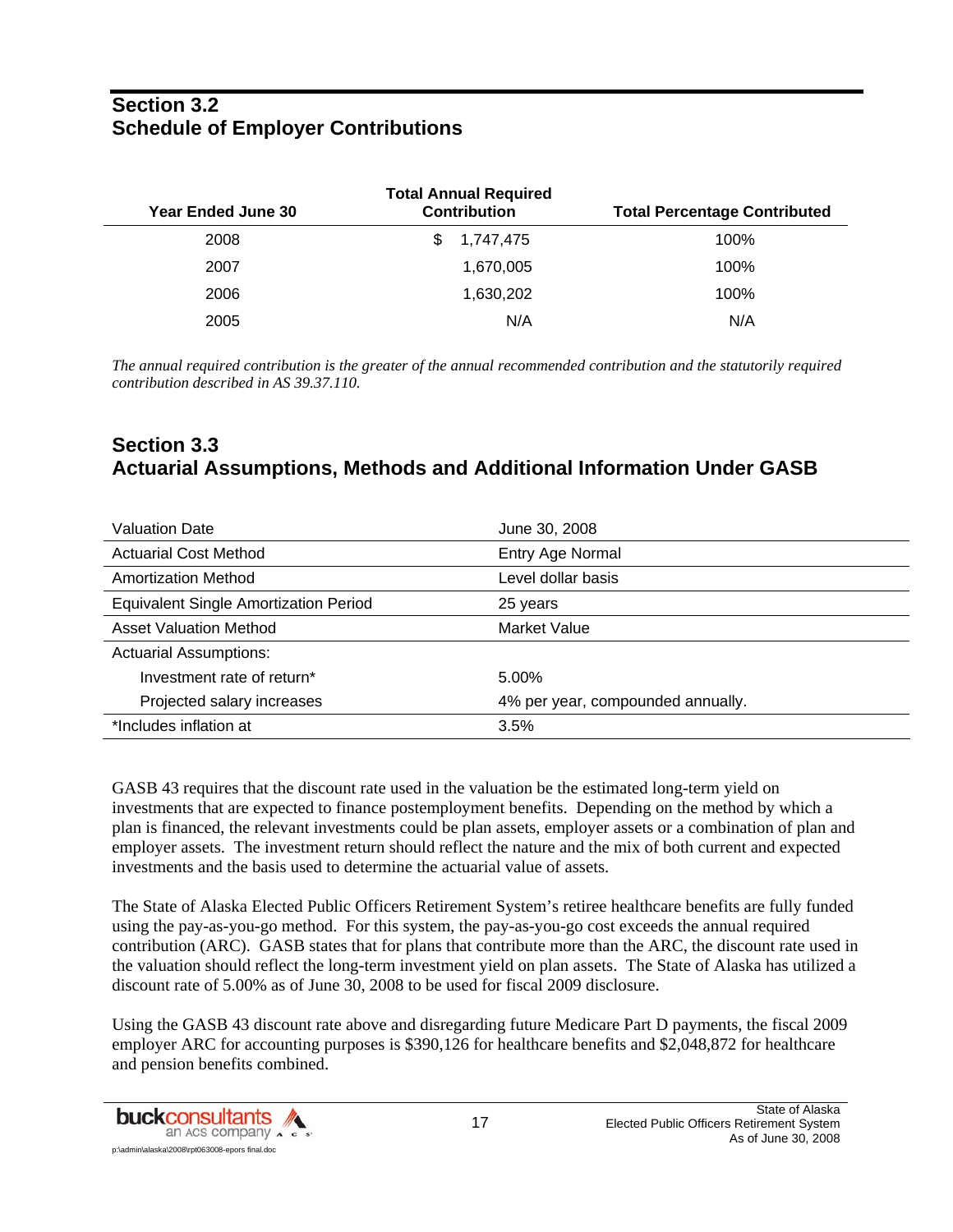## Section 3.2
## Schedule of Employer Contributions

| Year Ended June 30 | Total Annual Required Contribution | Total Percentage Contributed |
|---|---|---|
| 2008 | $ 1,747,475 | 100% |
| 2007 | 1,670,005 | 100% |
| 2006 | 1,630,202 | 100% |
| 2005 | N/A | N/A |

*The annual required contribution is the greater of the annual recommended contribution and the statutorily required contribution described in AS 39.37.110.*

## Section 3.3
## Actuarial Assumptions, Methods and Additional Information Under GASB

| | |
|---|---|
| Valuation Date | June 30, 2008 |
| Actuarial Cost Method | Entry Age Normal |
| Amortization Method | Level dollar basis |
| Equivalent Single Amortization Period | 25 years |
| Asset Valuation Method | Market Value |
| Actuarial Assumptions: | |
| Investment rate of return* | 5.00% |
| Projected salary increases | 4% per year, compounded annually. |
| *Includes inflation at | 3.5% |

GASB 43 requires that the discount rate used in the valuation be the estimated long-term yield on investments that are expected to finance postemployment benefits. Depending on the method by which a plan is financed, the relevant investments could be plan assets, employer assets or a combination of plan and employer assets. The investment return should reflect the nature and the mix of both current and expected investments and the basis used to determine the actuarial value of assets.

The State of Alaska Elected Public Officers Retirement System's retiree healthcare benefits are fully funded using the pay-as-you-go method. For this system, the pay-as-you-go cost exceeds the annual required contribution (ARC). GASB states that for plans that contribute more than the ARC, the discount rate used in the valuation should reflect the long-term investment yield on plan assets. The State of Alaska has utilized a discount rate of 5.00% as of June 30, 2008 to be used for fiscal 2009 disclosure.

Using the GASB 43 discount rate above and disregarding future Medicare Part D payments, the fiscal 2009 employer ARC for accounting purposes is $390,126 for healthcare benefits and $2,048,872 for healthcare and pension benefits combined.